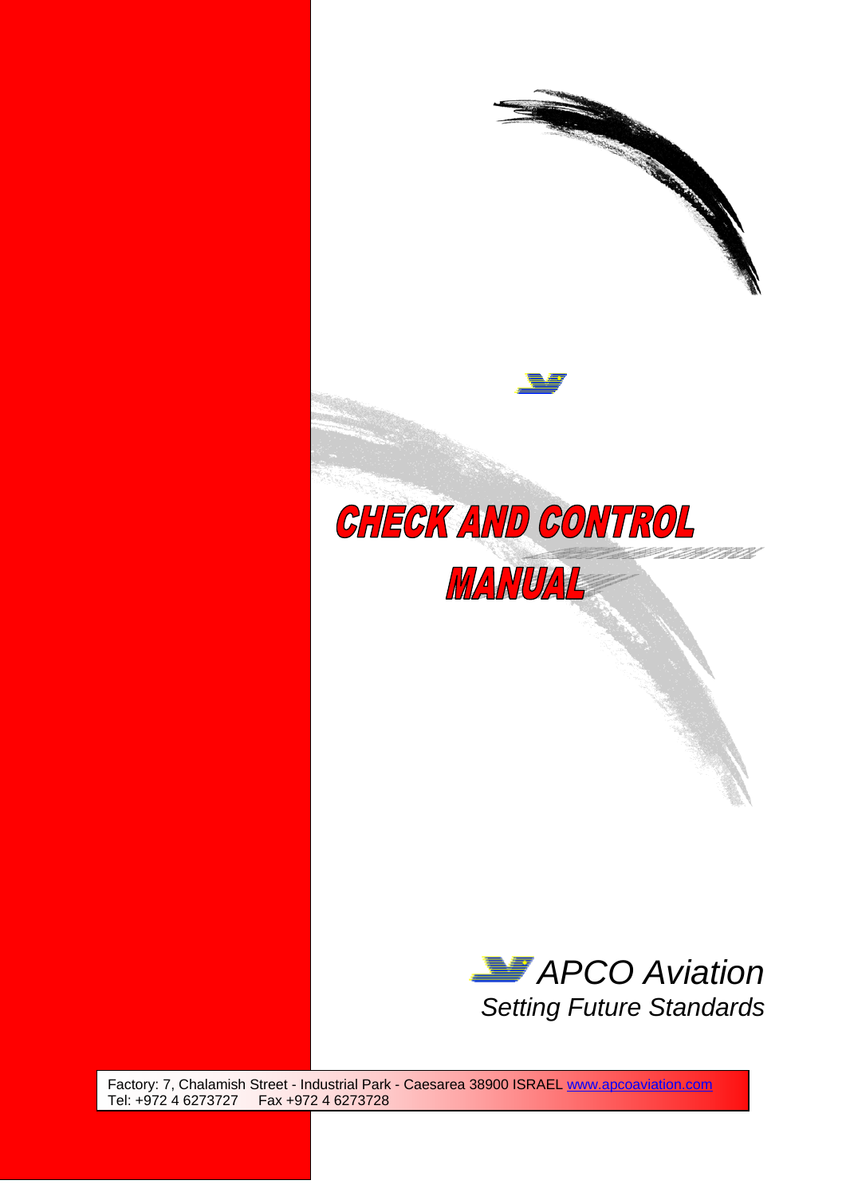# CHECK AND CONTROL MANUAL

*APCO Aviation*

*Setting Future Standards*

Factory: 7, Chalamish Street - Industrial Park - Caesarea 38900 ISRAEL www.apcoaviation.com
Tel: +972 4 6273727 Fax +972 4 6273728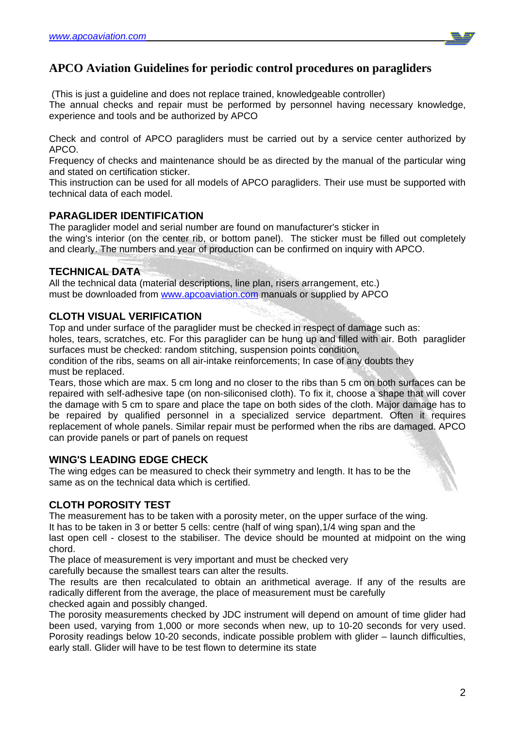# APCO Aviation Guidelines for periodic control procedures on paragliders

(This is just a guideline and does not replace trained, knowledgeable controller)
The annual checks and repair must be performed by personnel having necessary knowledge, experience and tools and be authorized by APCO

Check and control of APCO paragliders must be carried out by a service center authorized by APCO.
Frequency of checks and maintenance should be as directed by the manual of the particular wing and stated on certification sticker.
This instruction can be used for all models of APCO paragliders. Their use must be supported with technical data of each model.

## PARAGLIDER IDENTIFICATION

The paraglider model and serial number are found on manufacturer's sticker in the wing's interior (on the center rib, or bottom panel). The sticker must be filled out completely and clearly. The numbers and year of production can be confirmed on inquiry with APCO.

## TECHNICAL DATA

All the technical data (material descriptions, line plan, risers arrangement, etc.) must be downloaded from www.apcoaviation.com manuals or supplied by APCO

## CLOTH VISUAL VERIFICATION

Top and under surface of the paraglider must be checked in respect of damage such as: holes, tears, scratches, etc. For this paraglider can be hung up and filled with air. Both paraglider surfaces must be checked: random stitching, suspension points condition, condition of the ribs, seams on all air-intake reinforcements; In case of any doubts they must be replaced.
Tears, those which are max. 5 cm long and no closer to the ribs than 5 cm on both surfaces can be repaired with self-adhesive tape (on non-siliconised cloth). To fix it, choose a shape that will cover the damage with 5 cm to spare and place the tape on both sides of the cloth. Major damage has to be repaired by qualified personnel in a specialized service department. Often it requires replacement of whole panels. Similar repair must be performed when the ribs are damaged. APCO can provide panels or part of panels on request

## WING'S LEADING EDGE CHECK

The wing edges can be measured to check their symmetry and length. It has to be the same as on the technical data which is certified.

## CLOTH POROSITY TEST

The measurement has to be taken with a porosity meter, on the upper surface of the wing.
It has to be taken in 3 or better 5 cells: centre (half of wing span),1/4 wing span and the last open cell - closest to the stabiliser. The device should be mounted at midpoint on the wing chord.
The place of measurement is very important and must be checked very carefully because the smallest tears can alter the results.
The results are then recalculated to obtain an arithmetical average. If any of the results are radically different from the average, the place of measurement must be carefully checked again and possibly changed.
The porosity measurements checked by JDC instrument will depend on amount of time glider had been used, varying from 1,000 or more seconds when new, up to 10-20 seconds for very used. Porosity readings below 10-20 seconds, indicate possible problem with glider – launch difficulties, early stall. Glider will have to be test flown to determine its state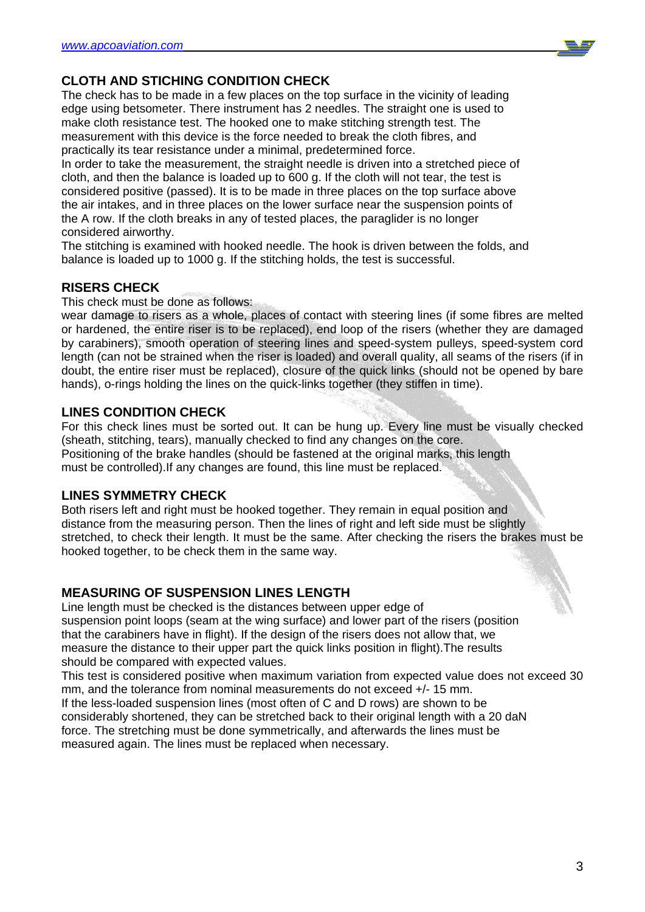## CLOTH AND STICHING CONDITION CHECK

The check has to be made in a few places on the top surface in the vicinity of leading edge using betsometer. There instrument has 2 needles. The straight one is used to make cloth resistance test. The hooked one to make stitching strength test. The measurement with this device is the force needed to break the cloth fibres, and practically its tear resistance under a minimal, predetermined force.

In order to take the measurement, the straight needle is driven into a stretched piece of cloth, and then the balance is loaded up to 600 g. If the cloth will not tear, the test is considered positive (passed). It is to be made in three places on the top surface above the air intakes, and in three places on the lower surface near the suspension points of the A row. If the cloth breaks in any of tested places, the paraglider is no longer considered airworthy.

The stitching is examined with hooked needle. The hook is driven between the folds, and balance is loaded up to 1000 g. If the stitching holds, the test is successful.

## RISERS CHECK

This check must be done as follows:

wear damage to risers as a whole, places of contact with steering lines (if some fibres are melted or hardened, the entire riser is to be replaced), end loop of the risers (whether they are damaged by carabiners), smooth operation of steering lines and speed-system pulleys, speed-system cord length (can not be strained when the riser is loaded) and overall quality, all seams of the risers (if in doubt, the entire riser must be replaced), closure of the quick links (should not be opened by bare hands), o-rings holding the lines on the quick-links together (they stiffen in time).

## LINES CONDITION CHECK

For this check lines must be sorted out. It can be hung up. Every line must be visually checked (sheath, stitching, tears), manually checked to find any changes on the core.

Positioning of the brake handles (should be fastened at the original marks, this length must be controlled).If any changes are found, this line must be replaced.

## LINES SYMMETRY CHECK

Both risers left and right must be hooked together. They remain in equal position and distance from the measuring person. Then the lines of right and left side must be slightly stretched, to check their length. It must be the same. After checking the risers the brakes must be hooked together, to be check them in the same way.

## MEASURING OF SUSPENSION LINES LENGTH

Line length must be checked is the distances between upper edge of suspension point loops (seam at the wing surface) and lower part of the risers (position that the carabiners have in flight). If the design of the risers does not allow that, we measure the distance to their upper part the quick links position in flight).The results should be compared with expected values.

This test is considered positive when maximum variation from expected value does not exceed 30 mm, and the tolerance from nominal measurements do not exceed +/- 15 mm.

If the less-loaded suspension lines (most often of C and D rows) are shown to be considerably shortened, they can be stretched back to their original length with a 20 daN force. The stretching must be done symmetrically, and afterwards the lines must be measured again. The lines must be replaced when necessary.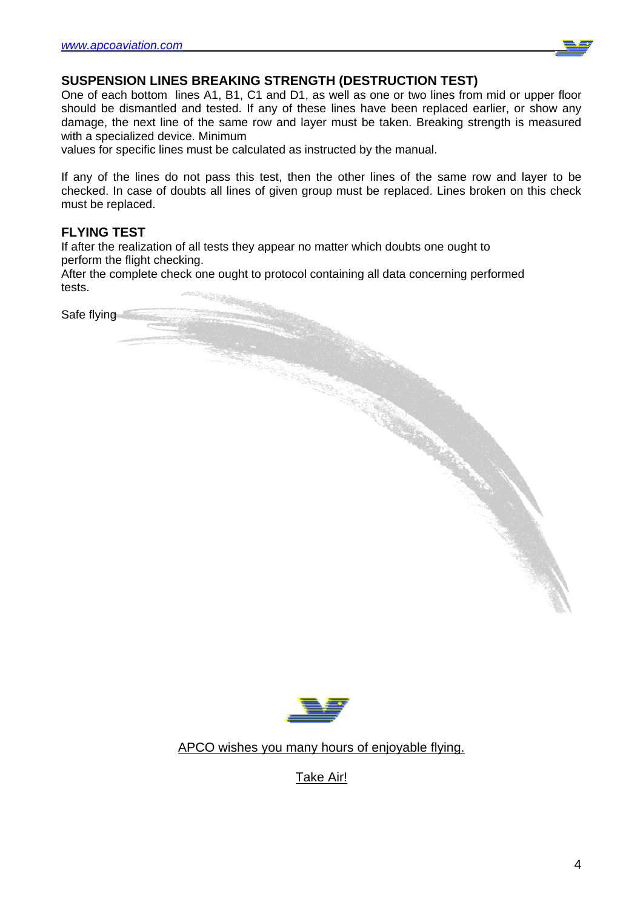## SUSPENSION LINES BREAKING STRENGTH (DESTRUCTION TEST)

One of each bottom lines A1, B1, C1 and D1, as well as one or two lines from mid or upper floor should be dismantled and tested. If any of these lines have been replaced earlier, or show any damage, the next line of the same row and layer must be taken. Breaking strength is measured with a specialized device. Minimum values for specific lines must be calculated as instructed by the manual.

If any of the lines do not pass this test, then the other lines of the same row and layer to be checked. In case of doubts all lines of given group must be replaced. Lines broken on this check must be replaced.

## FLYING TEST

If after the realization of all tests they appear no matter which doubts one ought to perform the flight checking.
After the complete check one ought to protocol containing all data concerning performed tests.

Safe flying

APCO wishes you many hours of enjoyable flying.

Take Air!